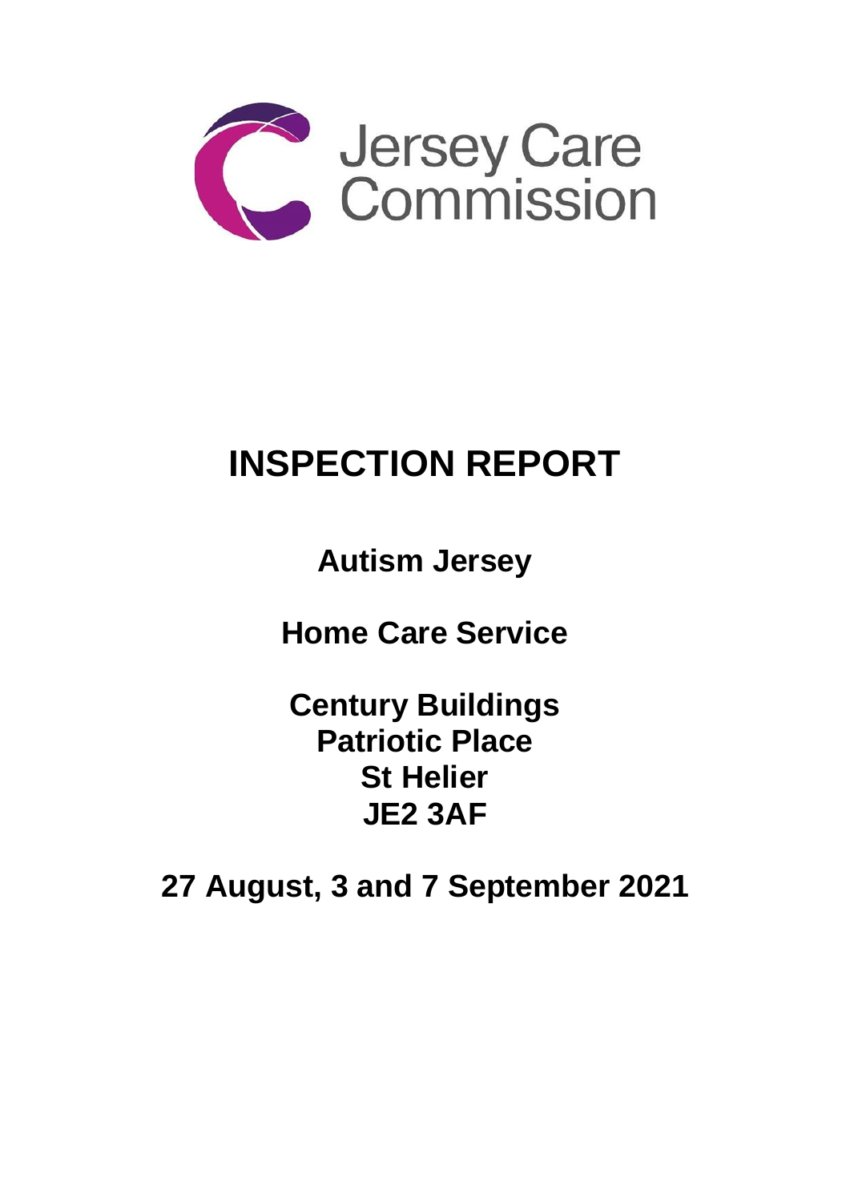Jersey Care Commission

# INSPECTION REPORT

**Autism Jersey**

**Home Care Service**

**Century Buildings**
**Patriotic Place**
**St Helier**
**JE2 3AF**

**27 August, 3 and 7 September 2021**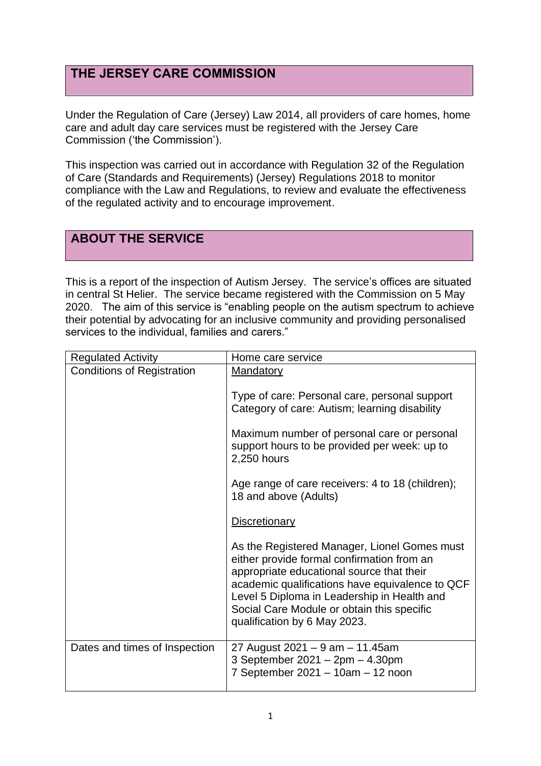## THE JERSEY CARE COMMISSION

Under the Regulation of Care (Jersey) Law 2014, all providers of care homes, home care and adult day care services must be registered with the Jersey Care Commission ('the Commission').

This inspection was carried out in accordance with Regulation 32 of the Regulation of Care (Standards and Requirements) (Jersey) Regulations 2018 to monitor compliance with the Law and Regulations, to review and evaluate the effectiveness of the regulated activity and to encourage improvement.

## ABOUT THE SERVICE

This is a report of the inspection of Autism Jersey. The service's offices are situated in central St Helier. The service became registered with the Commission on 5 May 2020. The aim of this service is "enabling people on the autism spectrum to achieve their potential by advocating for an inclusive community and providing personalised services to the individual, families and carers."

| Regulated Activity | Home care service |
|---|---|
| Conditions of Registration | <u>Mandatory</u><br><br>Type of care: Personal care, personal support<br>Category of care: Autism; learning disability<br><br>Maximum number of personal care or personal support hours to be provided per week: up to 2,250 hours<br><br>Age range of care receivers: 4 to 18 (children); 18 and above (Adults)<br><br><u>Discretionary</u><br><br>As the Registered Manager, Lionel Gomes must either provide formal confirmation from an appropriate educational source that their academic qualifications have equivalence to QCF Level 5 Diploma in Leadership in Health and Social Care Module or obtain this specific qualification by 6 May 2023. |
| Dates and times of Inspection | 27 August 2021 – 9 am – 11.45am<br>3 September 2021 – 2pm – 4.30pm<br>7 September 2021 – 10am – 12 noon |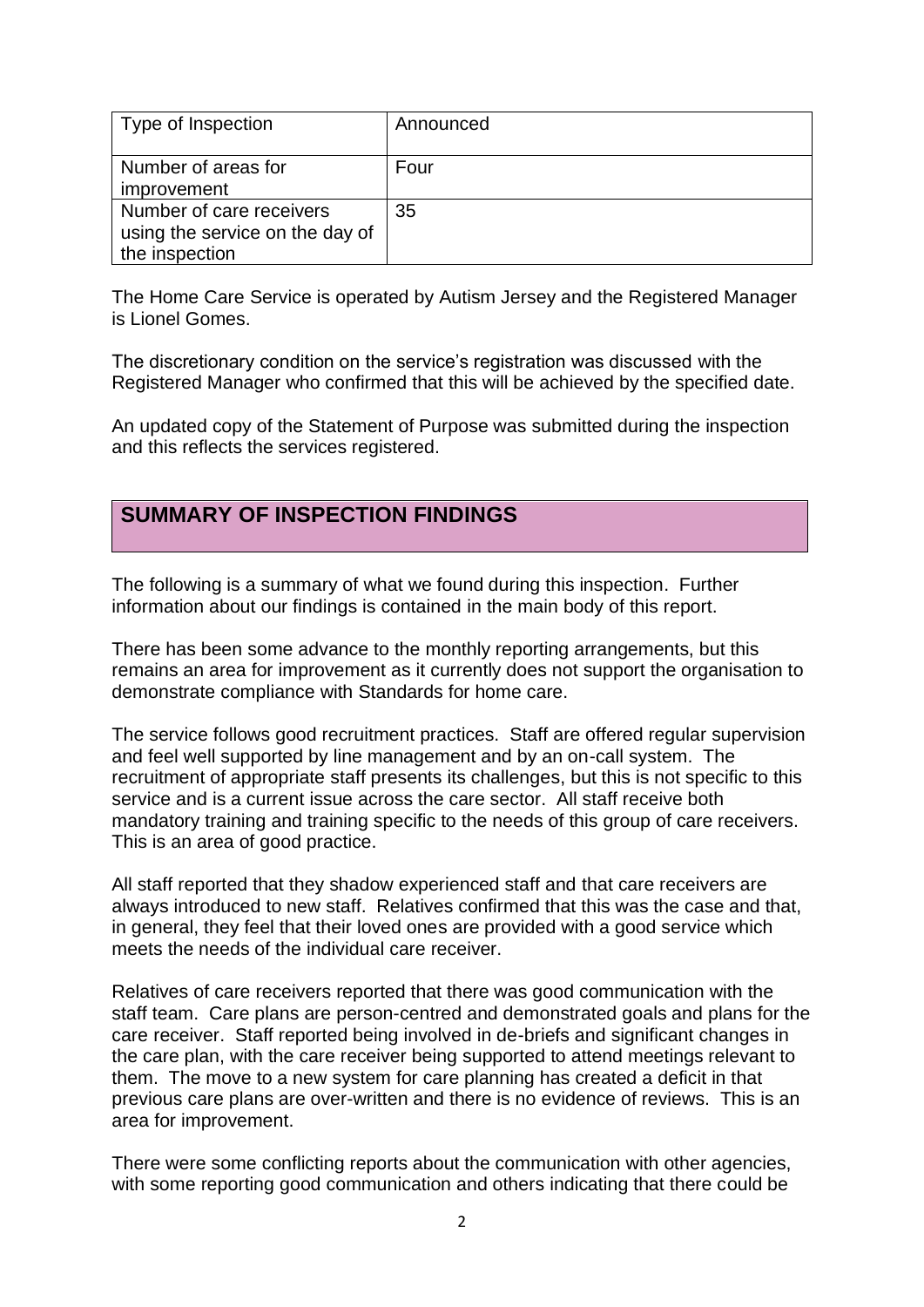| Type of Inspection | Announced |
|---|---|
| Number of areas for improvement | Four |
| Number of care receivers using the service on the day of the inspection | 35 |

The Home Care Service is operated by Autism Jersey and the Registered Manager is Lionel Gomes.

The discretionary condition on the service's registration was discussed with the Registered Manager who confirmed that this will be achieved by the specified date.

An updated copy of the Statement of Purpose was submitted during the inspection and this reflects the services registered.

## SUMMARY OF INSPECTION FINDINGS

The following is a summary of what we found during this inspection. Further information about our findings is contained in the main body of this report.

There has been some advance to the monthly reporting arrangements, but this remains an area for improvement as it currently does not support the organisation to demonstrate compliance with Standards for home care.

The service follows good recruitment practices. Staff are offered regular supervision and feel well supported by line management and by an on-call system. The recruitment of appropriate staff presents its challenges, but this is not specific to this service and is a current issue across the care sector. All staff receive both mandatory training and training specific to the needs of this group of care receivers. This is an area of good practice.

All staff reported that they shadow experienced staff and that care receivers are always introduced to new staff. Relatives confirmed that this was the case and that, in general, they feel that their loved ones are provided with a good service which meets the needs of the individual care receiver.

Relatives of care receivers reported that there was good communication with the staff team. Care plans are person-centred and demonstrated goals and plans for the care receiver. Staff reported being involved in de-briefs and significant changes in the care plan, with the care receiver being supported to attend meetings relevant to them. The move to a new system for care planning has created a deficit in that previous care plans are over-written and there is no evidence of reviews. This is an area for improvement.

There were some conflicting reports about the communication with other agencies, with some reporting good communication and others indicating that there could be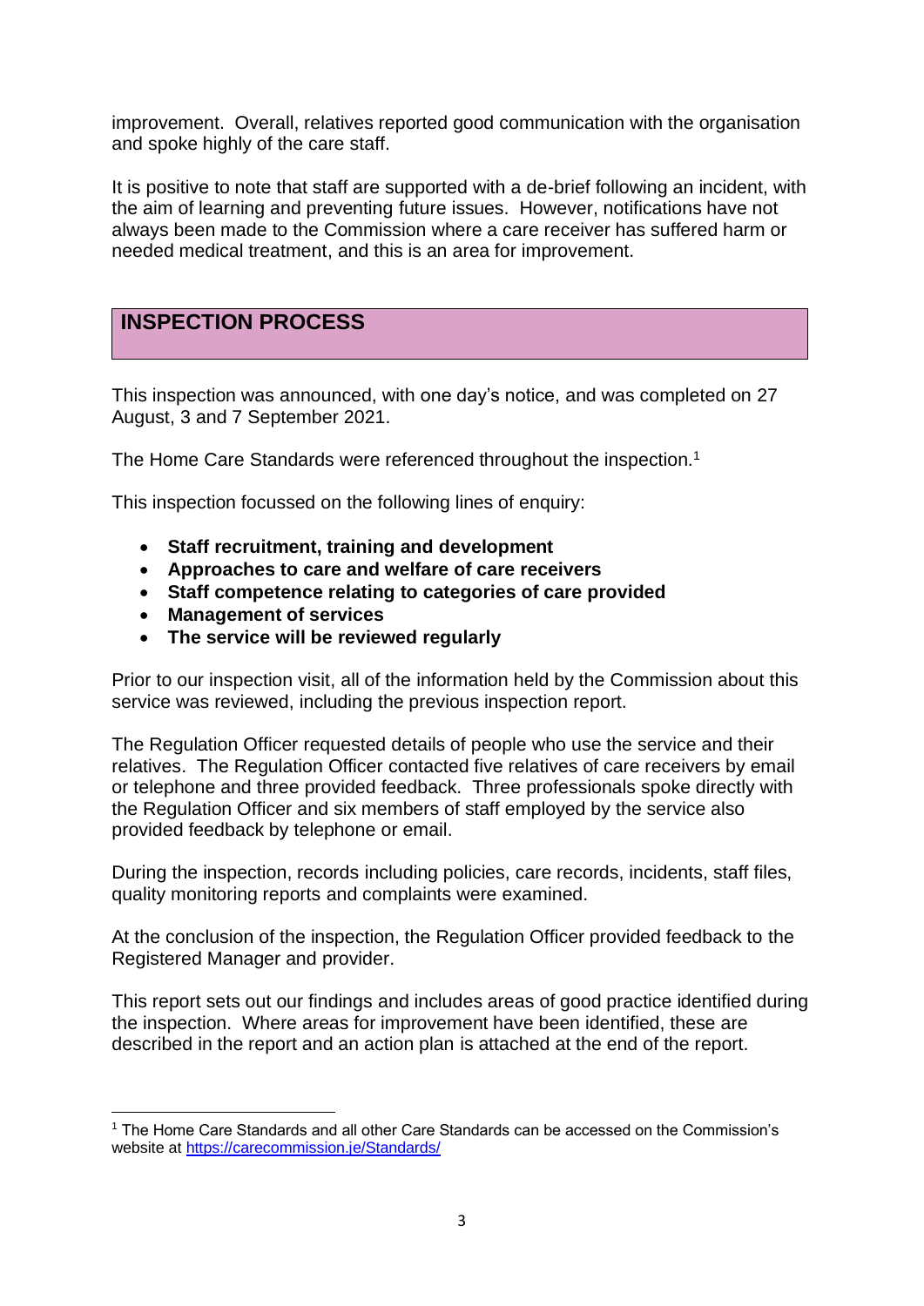improvement. Overall, relatives reported good communication with the organisation and spoke highly of the care staff.

It is positive to note that staff are supported with a de-brief following an incident, with the aim of learning and preventing future issues. However, notifications have not always been made to the Commission where a care receiver has suffered harm or needed medical treatment, and this is an area for improvement.

## INSPECTION PROCESS

This inspection was announced, with one day's notice, and was completed on 27 August, 3 and 7 September 2021.

The Home Care Standards were referenced throughout the inspection.[1]

This inspection focussed on the following lines of enquiry:

- **Staff recruitment, training and development**
- **Approaches to care and welfare of care receivers**
- **Staff competence relating to categories of care provided**
- **Management of services**
- **The service will be reviewed regularly**

Prior to our inspection visit, all of the information held by the Commission about this service was reviewed, including the previous inspection report.

The Regulation Officer requested details of people who use the service and their relatives. The Regulation Officer contacted five relatives of care receivers by email or telephone and three provided feedback. Three professionals spoke directly with the Regulation Officer and six members of staff employed by the service also provided feedback by telephone or email.

During the inspection, records including policies, care records, incidents, staff files, quality monitoring reports and complaints were examined.

At the conclusion of the inspection, the Regulation Officer provided feedback to the Registered Manager and provider.

This report sets out our findings and includes areas of good practice identified during the inspection. Where areas for improvement have been identified, these are described in the report and an action plan is attached at the end of the report.

---

[1] The Home Care Standards and all other Care Standards can be accessed on the Commission's website at https://carecommission.je/Standards/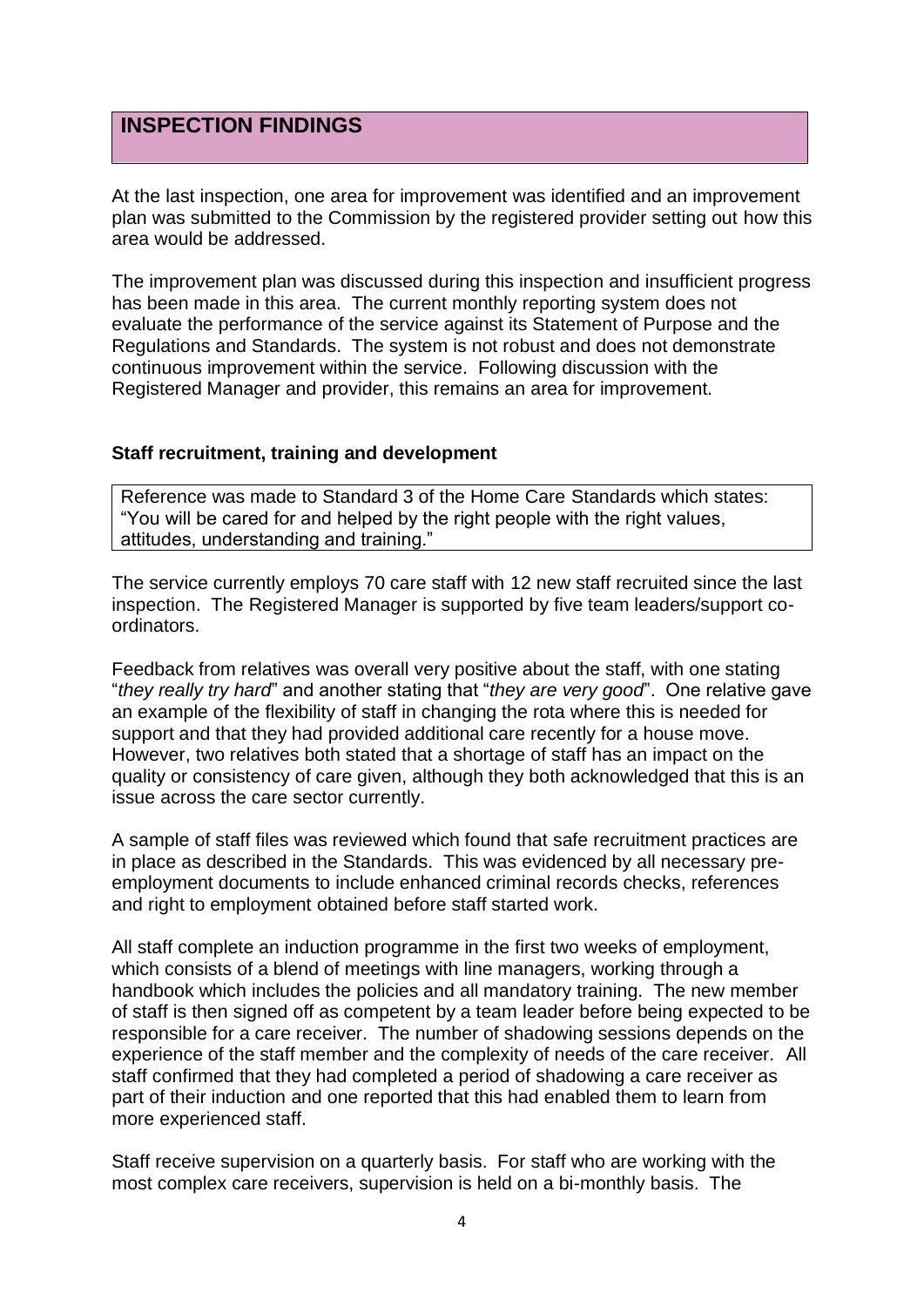## INSPECTION FINDINGS

At the last inspection, one area for improvement was identified and an improvement plan was submitted to the Commission by the registered provider setting out how this area would be addressed.

The improvement plan was discussed during this inspection and insufficient progress has been made in this area. The current monthly reporting system does not evaluate the performance of the service against its Statement of Purpose and the Regulations and Standards. The system is not robust and does not demonstrate continuous improvement within the service. Following discussion with the Registered Manager and provider, this remains an area for improvement.

### Staff recruitment, training and development

> Reference was made to Standard 3 of the Home Care Standards which states: "You will be cared for and helped by the right people with the right values, attitudes, understanding and training."

The service currently employs 70 care staff with 12 new staff recruited since the last inspection. The Registered Manager is supported by five team leaders/support co-ordinators.

Feedback from relatives was overall very positive about the staff, with one stating "*they really try hard*" and another stating that "*they are very good*". One relative gave an example of the flexibility of staff in changing the rota where this is needed for support and that they had provided additional care recently for a house move. However, two relatives both stated that a shortage of staff has an impact on the quality or consistency of care given, although they both acknowledged that this is an issue across the care sector currently.

A sample of staff files was reviewed which found that safe recruitment practices are in place as described in the Standards. This was evidenced by all necessary pre-employment documents to include enhanced criminal records checks, references and right to employment obtained before staff started work.

All staff complete an induction programme in the first two weeks of employment, which consists of a blend of meetings with line managers, working through a handbook which includes the policies and all mandatory training. The new member of staff is then signed off as competent by a team leader before being expected to be responsible for a care receiver. The number of shadowing sessions depends on the experience of the staff member and the complexity of needs of the care receiver. All staff confirmed that they had completed a period of shadowing a care receiver as part of their induction and one reported that this had enabled them to learn from more experienced staff.

Staff receive supervision on a quarterly basis. For staff who are working with the most complex care receivers, supervision is held on a bi-monthly basis. The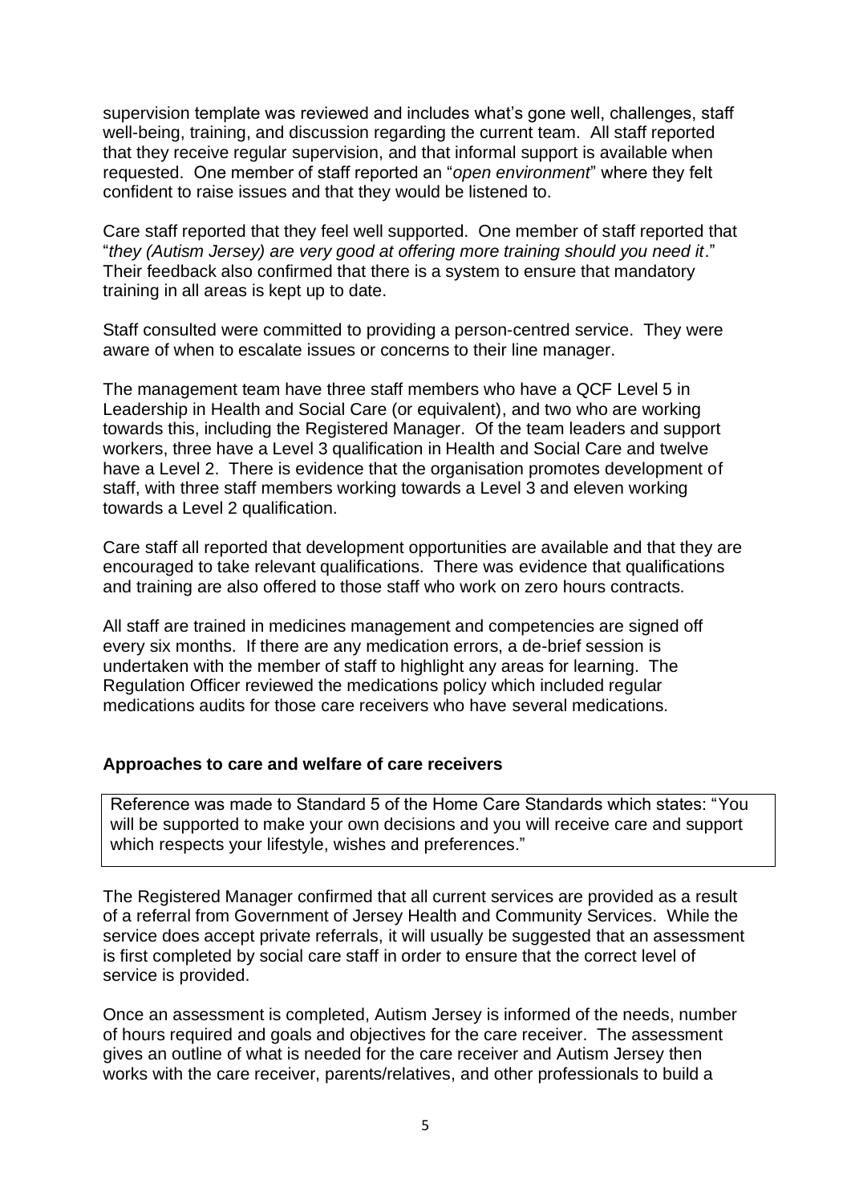supervision template was reviewed and includes what's gone well, challenges, staff well-being, training, and discussion regarding the current team. All staff reported that they receive regular supervision, and that informal support is available when requested. One member of staff reported an "*open environment*" where they felt confident to raise issues and that they would be listened to.

Care staff reported that they feel well supported. One member of staff reported that "*they (Autism Jersey) are very good at offering more training should you need it*." Their feedback also confirmed that there is a system to ensure that mandatory training in all areas is kept up to date.

Staff consulted were committed to providing a person-centred service. They were aware of when to escalate issues or concerns to their line manager.

The management team have three staff members who have a QCF Level 5 in Leadership in Health and Social Care (or equivalent), and two who are working towards this, including the Registered Manager. Of the team leaders and support workers, three have a Level 3 qualification in Health and Social Care and twelve have a Level 2. There is evidence that the organisation promotes development of staff, with three staff members working towards a Level 3 and eleven working towards a Level 2 qualification.

Care staff all reported that development opportunities are available and that they are encouraged to take relevant qualifications. There was evidence that qualifications and training are also offered to those staff who work on zero hours contracts.

All staff are trained in medicines management and competencies are signed off every six months. If there are any medication errors, a de-brief session is undertaken with the member of staff to highlight any areas for learning. The Regulation Officer reviewed the medications policy which included regular medications audits for those care receivers who have several medications.

**Approaches to care and welfare of care receivers**

Reference was made to Standard 5 of the Home Care Standards which states: "You will be supported to make your own decisions and you will receive care and support which respects your lifestyle, wishes and preferences."

The Registered Manager confirmed that all current services are provided as a result of a referral from Government of Jersey Health and Community Services. While the service does accept private referrals, it will usually be suggested that an assessment is first completed by social care staff in order to ensure that the correct level of service is provided.

Once an assessment is completed, Autism Jersey is informed of the needs, number of hours required and goals and objectives for the care receiver. The assessment gives an outline of what is needed for the care receiver and Autism Jersey then works with the care receiver, parents/relatives, and other professionals to build a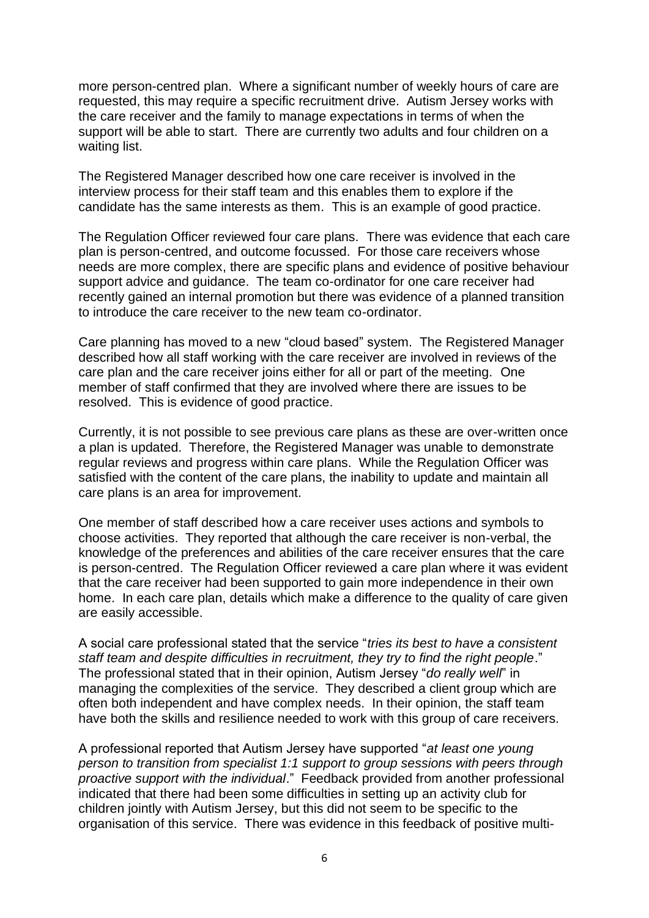more person-centred plan. Where a significant number of weekly hours of care are requested, this may require a specific recruitment drive. Autism Jersey works with the care receiver and the family to manage expectations in terms of when the support will be able to start. There are currently two adults and four children on a waiting list.

The Registered Manager described how one care receiver is involved in the interview process for their staff team and this enables them to explore if the candidate has the same interests as them. This is an example of good practice.

The Regulation Officer reviewed four care plans. There was evidence that each care plan is person-centred, and outcome focussed. For those care receivers whose needs are more complex, there are specific plans and evidence of positive behaviour support advice and guidance. The team co-ordinator for one care receiver had recently gained an internal promotion but there was evidence of a planned transition to introduce the care receiver to the new team co-ordinator.

Care planning has moved to a new "cloud based" system. The Registered Manager described how all staff working with the care receiver are involved in reviews of the care plan and the care receiver joins either for all or part of the meeting. One member of staff confirmed that they are involved where there are issues to be resolved. This is evidence of good practice.

Currently, it is not possible to see previous care plans as these are over-written once a plan is updated. Therefore, the Registered Manager was unable to demonstrate regular reviews and progress within care plans. While the Regulation Officer was satisfied with the content of the care plans, the inability to update and maintain all care plans is an area for improvement.

One member of staff described how a care receiver uses actions and symbols to choose activities. They reported that although the care receiver is non-verbal, the knowledge of the preferences and abilities of the care receiver ensures that the care is person-centred. The Regulation Officer reviewed a care plan where it was evident that the care receiver had been supported to gain more independence in their own home. In each care plan, details which make a difference to the quality of care given are easily accessible.

A social care professional stated that the service "*tries its best to have a consistent staff team and despite difficulties in recruitment, they try to find the right people*." The professional stated that in their opinion, Autism Jersey "*do really well*" in managing the complexities of the service. They described a client group which are often both independent and have complex needs. In their opinion, the staff team have both the skills and resilience needed to work with this group of care receivers.

A professional reported that Autism Jersey have supported "*at least one young person to transition from specialist 1:1 support to group sessions with peers through proactive support with the individual*." Feedback provided from another professional indicated that there had been some difficulties in setting up an activity club for children jointly with Autism Jersey, but this did not seem to be specific to the organisation of this service. There was evidence in this feedback of positive multi-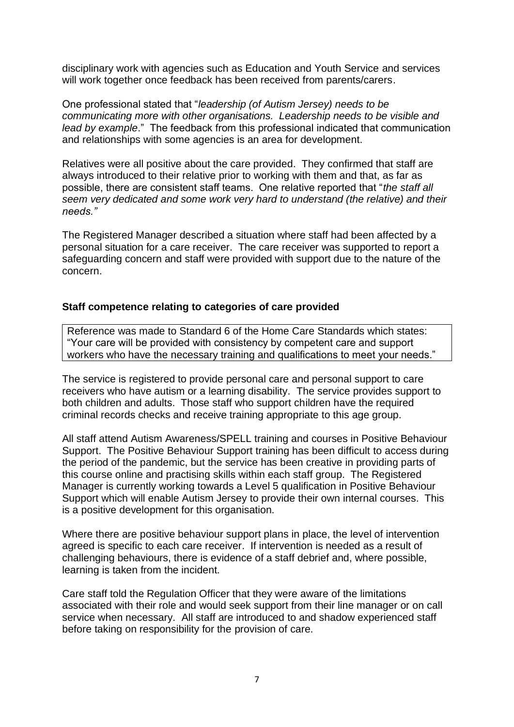disciplinary work with agencies such as Education and Youth Service and services will work together once feedback has been received from parents/carers.

One professional stated that "*leadership (of Autism Jersey) needs to be communicating more with other organisations. Leadership needs to be visible and lead by example*." The feedback from this professional indicated that communication and relationships with some agencies is an area for development.

Relatives were all positive about the care provided. They confirmed that staff are always introduced to their relative prior to working with them and that, as far as possible, there are consistent staff teams. One relative reported that "*the staff all seem very dedicated and some work very hard to understand (the relative) and their needs."*

The Registered Manager described a situation where staff had been affected by a personal situation for a care receiver. The care receiver was supported to report a safeguarding concern and staff were provided with support due to the nature of the concern.

**Staff competence relating to categories of care provided**

Reference was made to Standard 6 of the Home Care Standards which states: "Your care will be provided with consistency by competent care and support workers who have the necessary training and qualifications to meet your needs."

The service is registered to provide personal care and personal support to care receivers who have autism or a learning disability. The service provides support to both children and adults. Those staff who support children have the required criminal records checks and receive training appropriate to this age group.

All staff attend Autism Awareness/SPELL training and courses in Positive Behaviour Support. The Positive Behaviour Support training has been difficult to access during the period of the pandemic, but the service has been creative in providing parts of this course online and practising skills within each staff group. The Registered Manager is currently working towards a Level 5 qualification in Positive Behaviour Support which will enable Autism Jersey to provide their own internal courses. This is a positive development for this organisation.

Where there are positive behaviour support plans in place, the level of intervention agreed is specific to each care receiver. If intervention is needed as a result of challenging behaviours, there is evidence of a staff debrief and, where possible, learning is taken from the incident.

Care staff told the Regulation Officer that they were aware of the limitations associated with their role and would seek support from their line manager or on call service when necessary. All staff are introduced to and shadow experienced staff before taking on responsibility for the provision of care.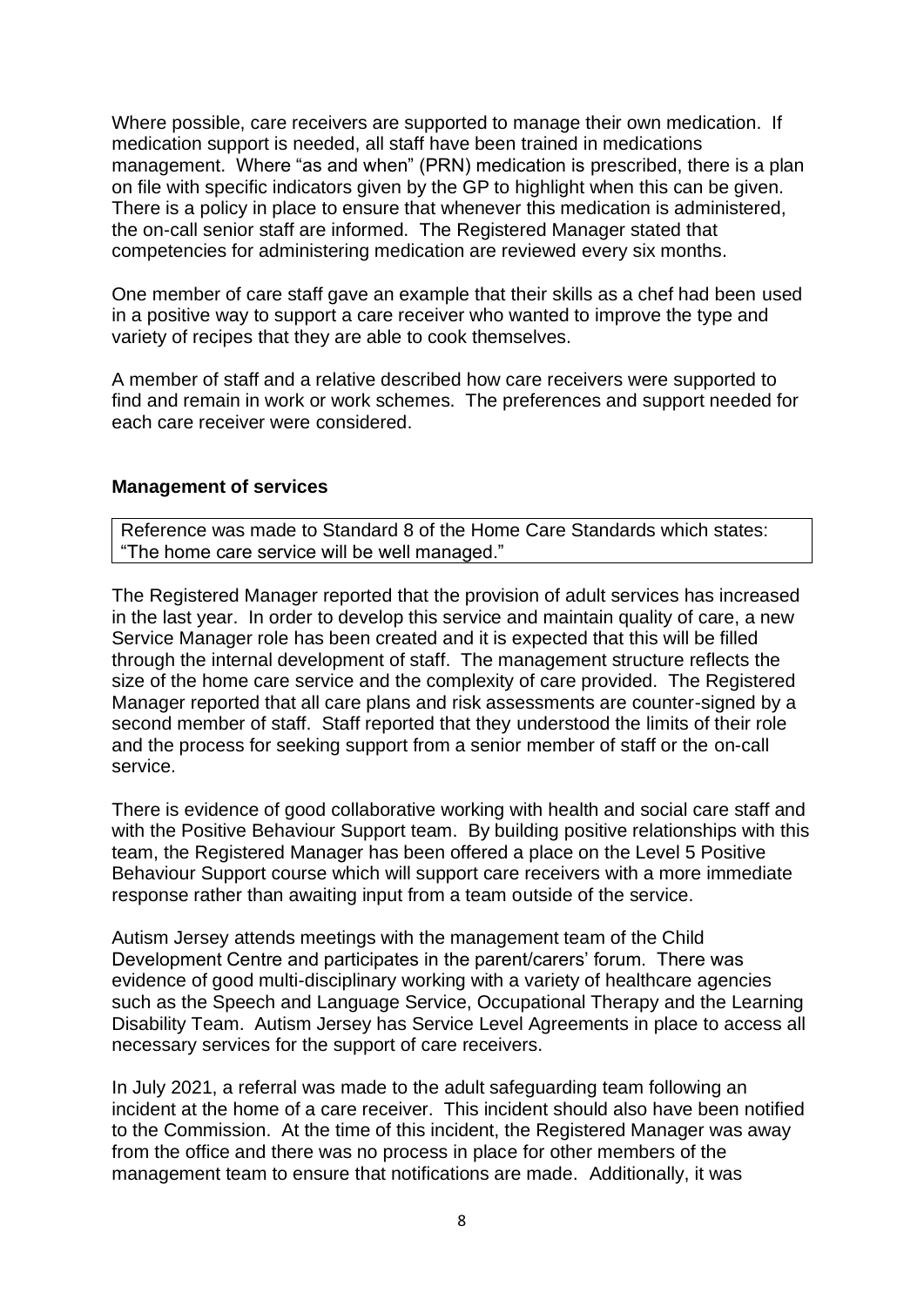Where possible, care receivers are supported to manage their own medication. If medication support is needed, all staff have been trained in medications management. Where "as and when" (PRN) medication is prescribed, there is a plan on file with specific indicators given by the GP to highlight when this can be given. There is a policy in place to ensure that whenever this medication is administered, the on-call senior staff are informed. The Registered Manager stated that competencies for administering medication are reviewed every six months.

One member of care staff gave an example that their skills as a chef had been used in a positive way to support a care receiver who wanted to improve the type and variety of recipes that they are able to cook themselves.

A member of staff and a relative described how care receivers were supported to find and remain in work or work schemes. The preferences and support needed for each care receiver were considered.

**Management of services**

Reference was made to Standard 8 of the Home Care Standards which states: "The home care service will be well managed."

The Registered Manager reported that the provision of adult services has increased in the last year. In order to develop this service and maintain quality of care, a new Service Manager role has been created and it is expected that this will be filled through the internal development of staff. The management structure reflects the size of the home care service and the complexity of care provided. The Registered Manager reported that all care plans and risk assessments are counter-signed by a second member of staff. Staff reported that they understood the limits of their role and the process for seeking support from a senior member of staff or the on-call service.

There is evidence of good collaborative working with health and social care staff and with the Positive Behaviour Support team. By building positive relationships with this team, the Registered Manager has been offered a place on the Level 5 Positive Behaviour Support course which will support care receivers with a more immediate response rather than awaiting input from a team outside of the service.

Autism Jersey attends meetings with the management team of the Child Development Centre and participates in the parent/carers' forum. There was evidence of good multi-disciplinary working with a variety of healthcare agencies such as the Speech and Language Service, Occupational Therapy and the Learning Disability Team. Autism Jersey has Service Level Agreements in place to access all necessary services for the support of care receivers.

In July 2021, a referral was made to the adult safeguarding team following an incident at the home of a care receiver. This incident should also have been notified to the Commission. At the time of this incident, the Registered Manager was away from the office and there was no process in place for other members of the management team to ensure that notifications are made. Additionally, it was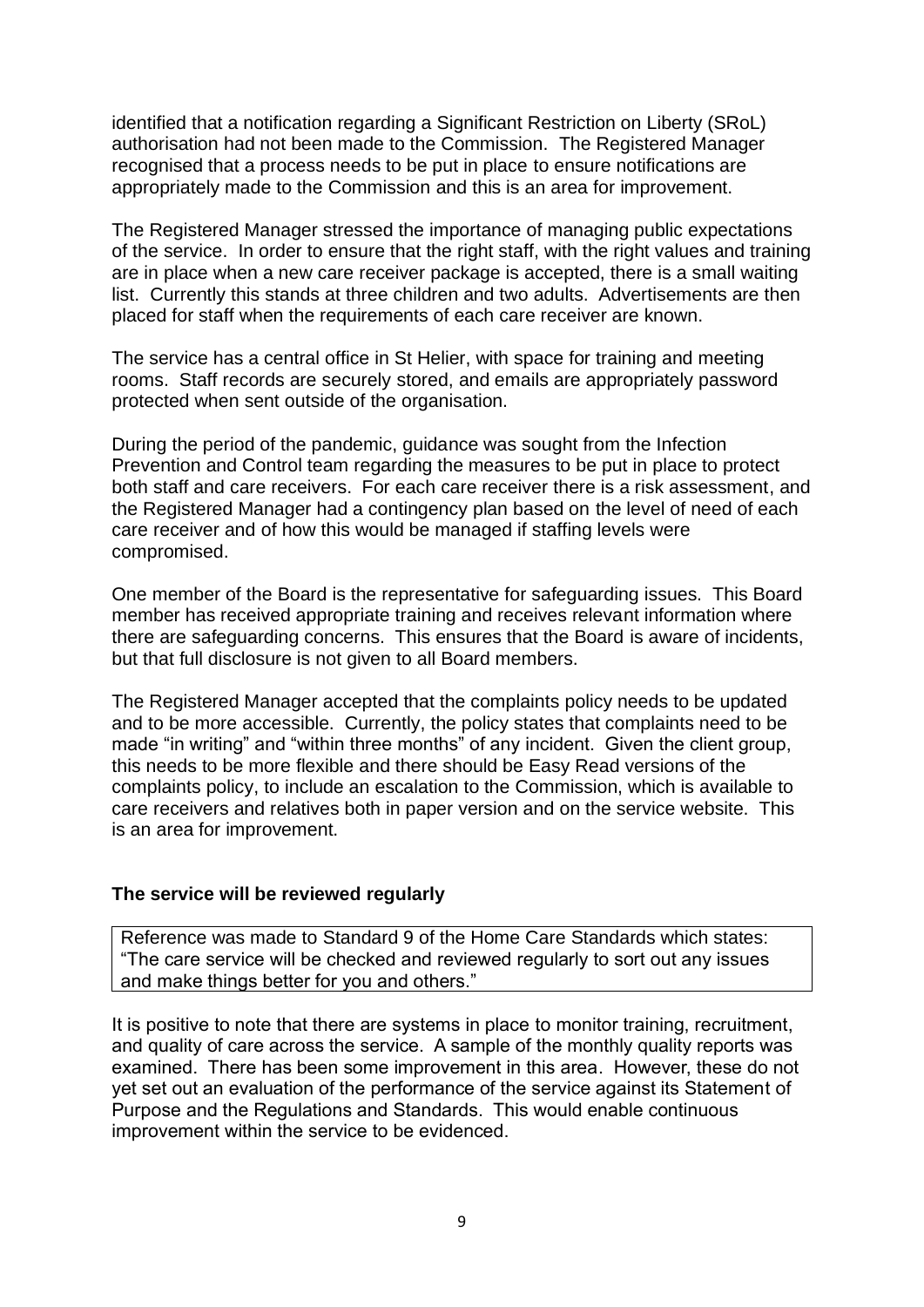identified that a notification regarding a Significant Restriction on Liberty (SRoL) authorisation had not been made to the Commission. The Registered Manager recognised that a process needs to be put in place to ensure notifications are appropriately made to the Commission and this is an area for improvement.

The Registered Manager stressed the importance of managing public expectations of the service. In order to ensure that the right staff, with the right values and training are in place when a new care receiver package is accepted, there is a small waiting list. Currently this stands at three children and two adults. Advertisements are then placed for staff when the requirements of each care receiver are known.

The service has a central office in St Helier, with space for training and meeting rooms. Staff records are securely stored, and emails are appropriately password protected when sent outside of the organisation.

During the period of the pandemic, guidance was sought from the Infection Prevention and Control team regarding the measures to be put in place to protect both staff and care receivers. For each care receiver there is a risk assessment, and the Registered Manager had a contingency plan based on the level of need of each care receiver and of how this would be managed if staffing levels were compromised.

One member of the Board is the representative for safeguarding issues. This Board member has received appropriate training and receives relevant information where there are safeguarding concerns. This ensures that the Board is aware of incidents, but that full disclosure is not given to all Board members.

The Registered Manager accepted that the complaints policy needs to be updated and to be more accessible. Currently, the policy states that complaints need to be made "in writing" and "within three months" of any incident. Given the client group, this needs to be more flexible and there should be Easy Read versions of the complaints policy, to include an escalation to the Commission, which is available to care receivers and relatives both in paper version and on the service website. This is an area for improvement.

### The service will be reviewed regularly

Reference was made to Standard 9 of the Home Care Standards which states: "The care service will be checked and reviewed regularly to sort out any issues and make things better for you and others."

It is positive to note that there are systems in place to monitor training, recruitment, and quality of care across the service. A sample of the monthly quality reports was examined. There has been some improvement in this area. However, these do not yet set out an evaluation of the performance of the service against its Statement of Purpose and the Regulations and Standards. This would enable continuous improvement within the service to be evidenced.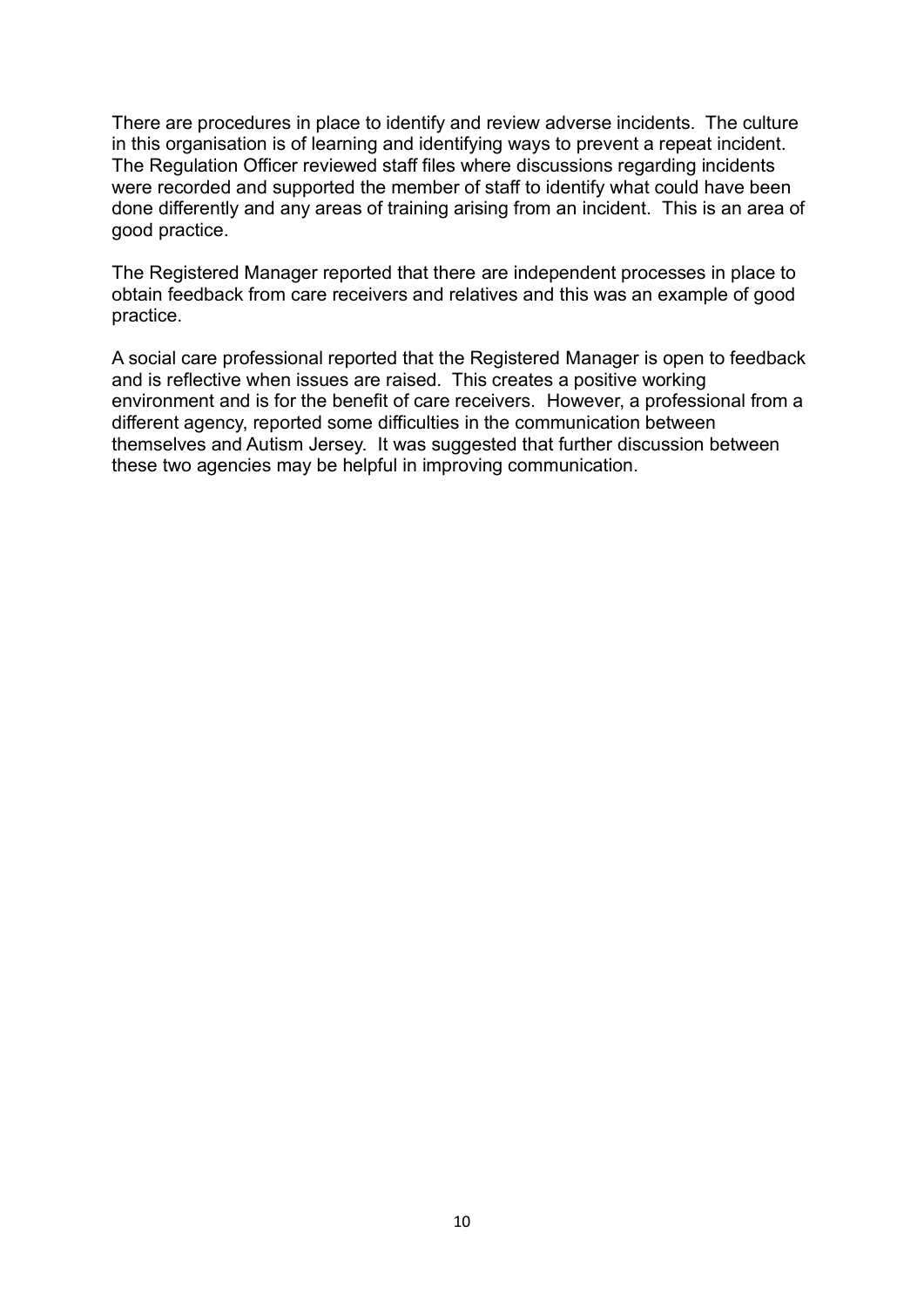There are procedures in place to identify and review adverse incidents. The culture in this organisation is of learning and identifying ways to prevent a repeat incident. The Regulation Officer reviewed staff files where discussions regarding incidents were recorded and supported the member of staff to identify what could have been done differently and any areas of training arising from an incident. This is an area of good practice.

The Registered Manager reported that there are independent processes in place to obtain feedback from care receivers and relatives and this was an example of good practice.

A social care professional reported that the Registered Manager is open to feedback and is reflective when issues are raised. This creates a positive working environment and is for the benefit of care receivers. However, a professional from a different agency, reported some difficulties in the communication between themselves and Autism Jersey. It was suggested that further discussion between these two agencies may be helpful in improving communication.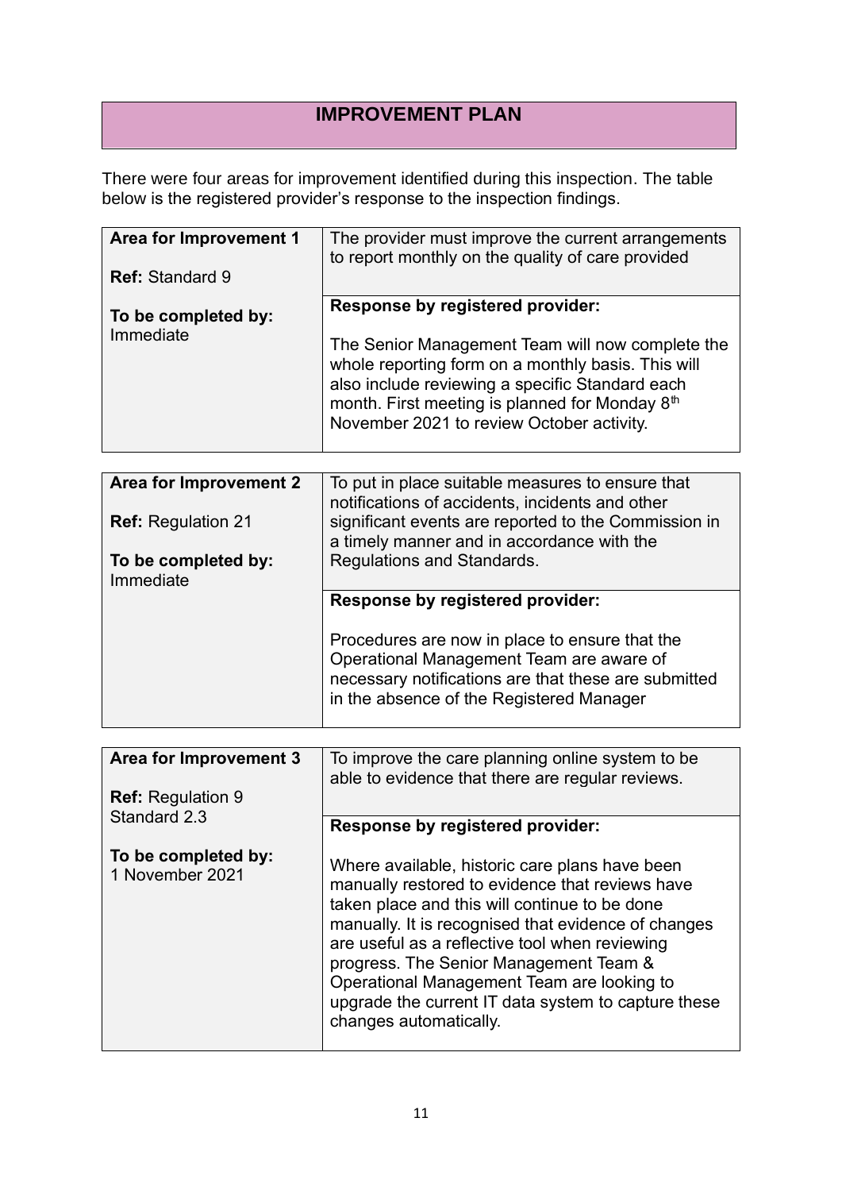# IMPROVEMENT PLAN

There were four areas for improvement identified during this inspection. The table below is the registered provider's response to the inspection findings.

| **Area for Improvement 1**<br><br>**Ref:** Standard 9<br><br>**To be completed by:** Immediate | The provider must improve the current arrangements to report monthly on the quality of care provided |
|---|---|
| | **Response by registered provider:**<br><br>The Senior Management Team will now complete the whole reporting form on a monthly basis. This will also include reviewing a specific Standard each month. First meeting is planned for Monday 8th November 2021 to review October activity. |

| **Area for Improvement 2**<br><br>**Ref:** Regulation 21<br><br>**To be completed by:** Immediate | To put in place suitable measures to ensure that notifications of accidents, incidents and other significant events are reported to the Commission in a timely manner and in accordance with the Regulations and Standards. |
|---|---|
| | **Response by registered provider:**<br><br>Procedures are now in place to ensure that the Operational Management Team are aware of necessary notifications are that these are submitted in the absence of the Registered Manager |

| **Area for Improvement 3**<br><br>**Ref:** Regulation 9 Standard 2.3<br><br>**To be completed by:** 1 November 2021 | To improve the care planning online system to be able to evidence that there are regular reviews. |
|---|---|
| | **Response by registered provider:**<br><br>Where available, historic care plans have been manually restored to evidence that reviews have taken place and this will continue to be done manually. It is recognised that evidence of changes are useful as a reflective tool when reviewing progress. The Senior Management Team & Operational Management Team are looking to upgrade the current IT data system to capture these changes automatically. |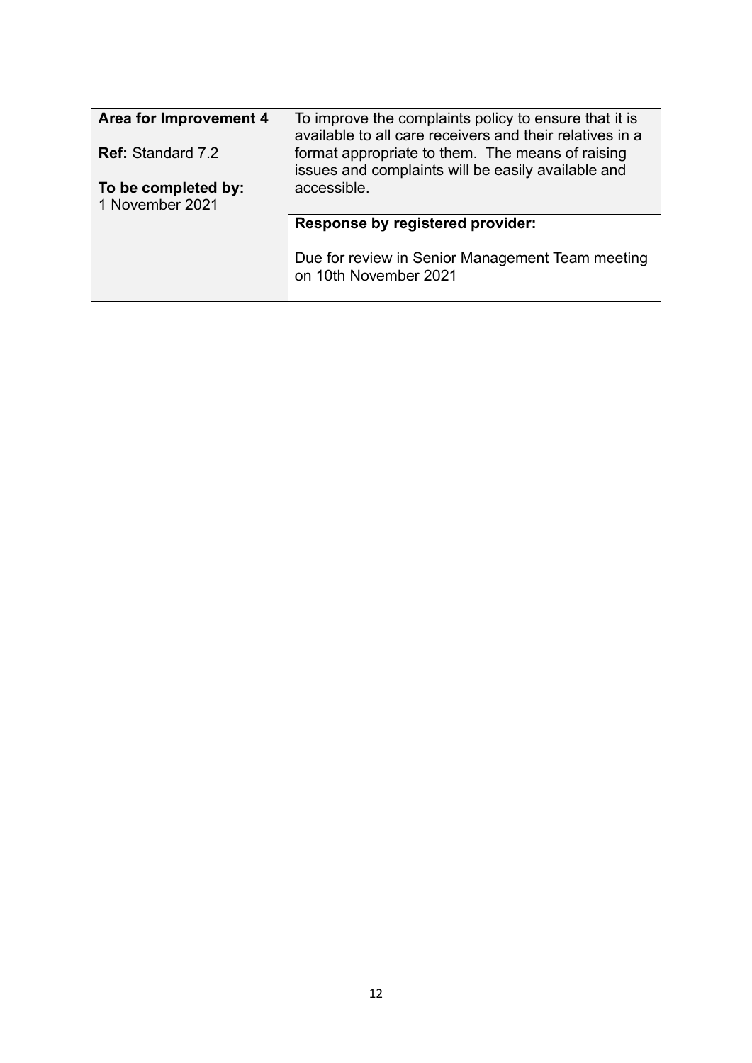| **Area for Improvement 4**<br><br>**Ref:** Standard 7.2<br><br>**To be completed by:**<br>1 November 2021 | To improve the complaints policy to ensure that it is available to all care receivers and their relatives in a format appropriate to them. The means of raising issues and complaints will be easily available and accessible. |
|---|---|
| | **Response by registered provider:**<br><br>Due for review in Senior Management Team meeting on 10th November 2021 |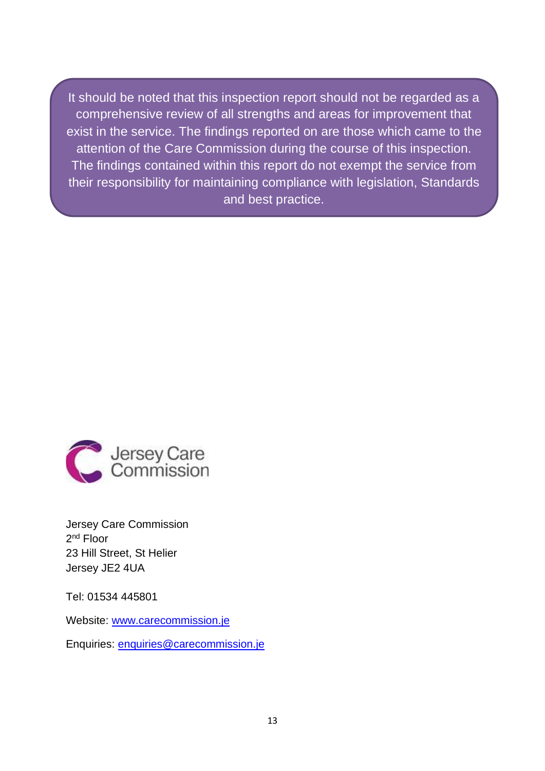It should be noted that this inspection report should not be regarded as a comprehensive review of all strengths and areas for improvement that exist in the service. The findings reported on are those which came to the attention of the Care Commission during the course of this inspection. The findings contained within this report do not exempt the service from their responsibility for maintaining compliance with legislation, Standards and best practice.

Jersey Care Commission

Jersey Care Commission
2nd Floor
23 Hill Street, St Helier
Jersey JE2 4UA

Tel: 01534 445801

Website: www.carecommission.je

Enquiries: enquiries@carecommission.je